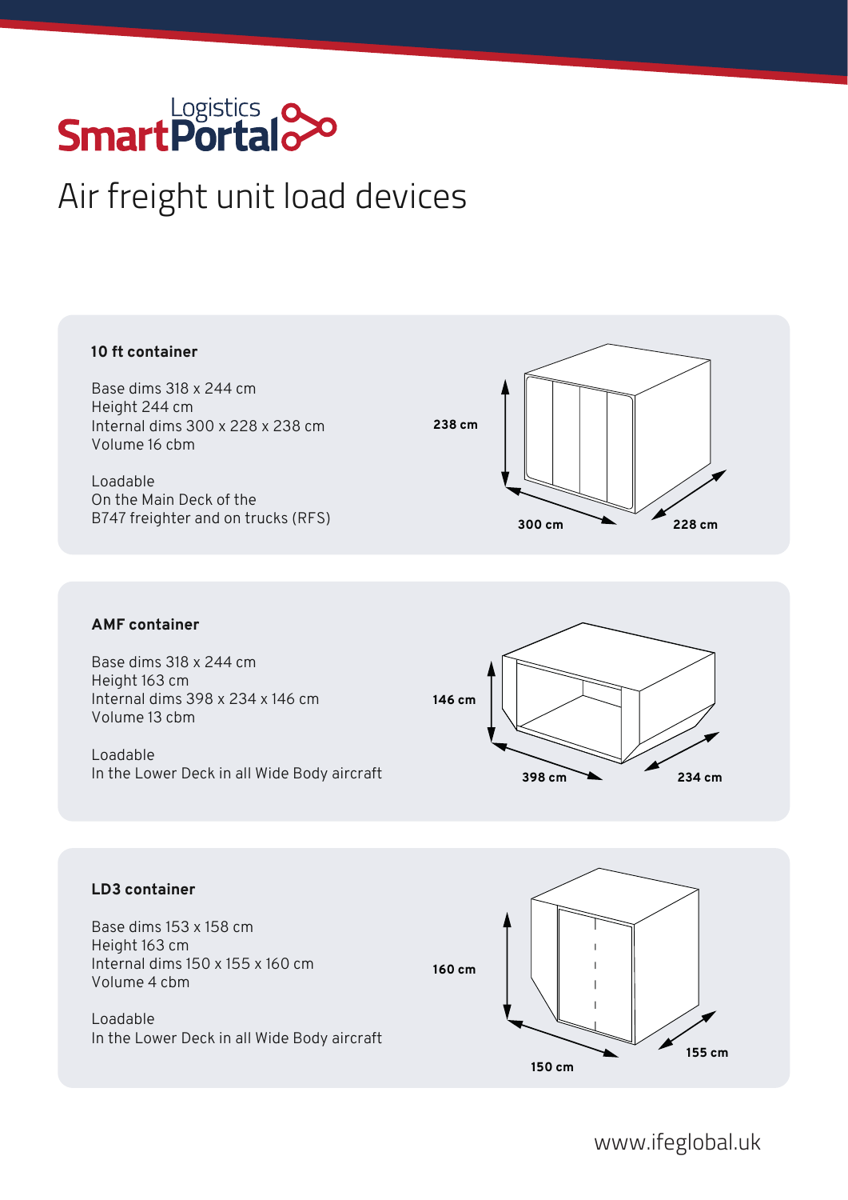# Air freight unit load devices

### 10 ft container

Base dims 318 x 244 cm
Height 244 cm
Internal dims 300 x 228 x 238 cm
Volume 16 cbm

Loadable
On the Main Deck of the
B747 freighter and on trucks (RFS)

238 cm
300 cm
228 cm

### AMF container

Base dims 318 x 244 cm
Height 163 cm
Internal dims 398 x 234 x 146 cm
Volume 13 cbm

Loadable
In the Lower Deck in all Wide Body aircraft

146 cm
398 cm
234 cm

### LD3 container

Base dims 153 x 158 cm
Height 163 cm
Internal dims 150 x 155 x 160 cm
Volume 4 cbm

Loadable
In the Lower Deck in all Wide Body aircraft

160 cm
150 cm
155 cm

www.ifeglobal.uk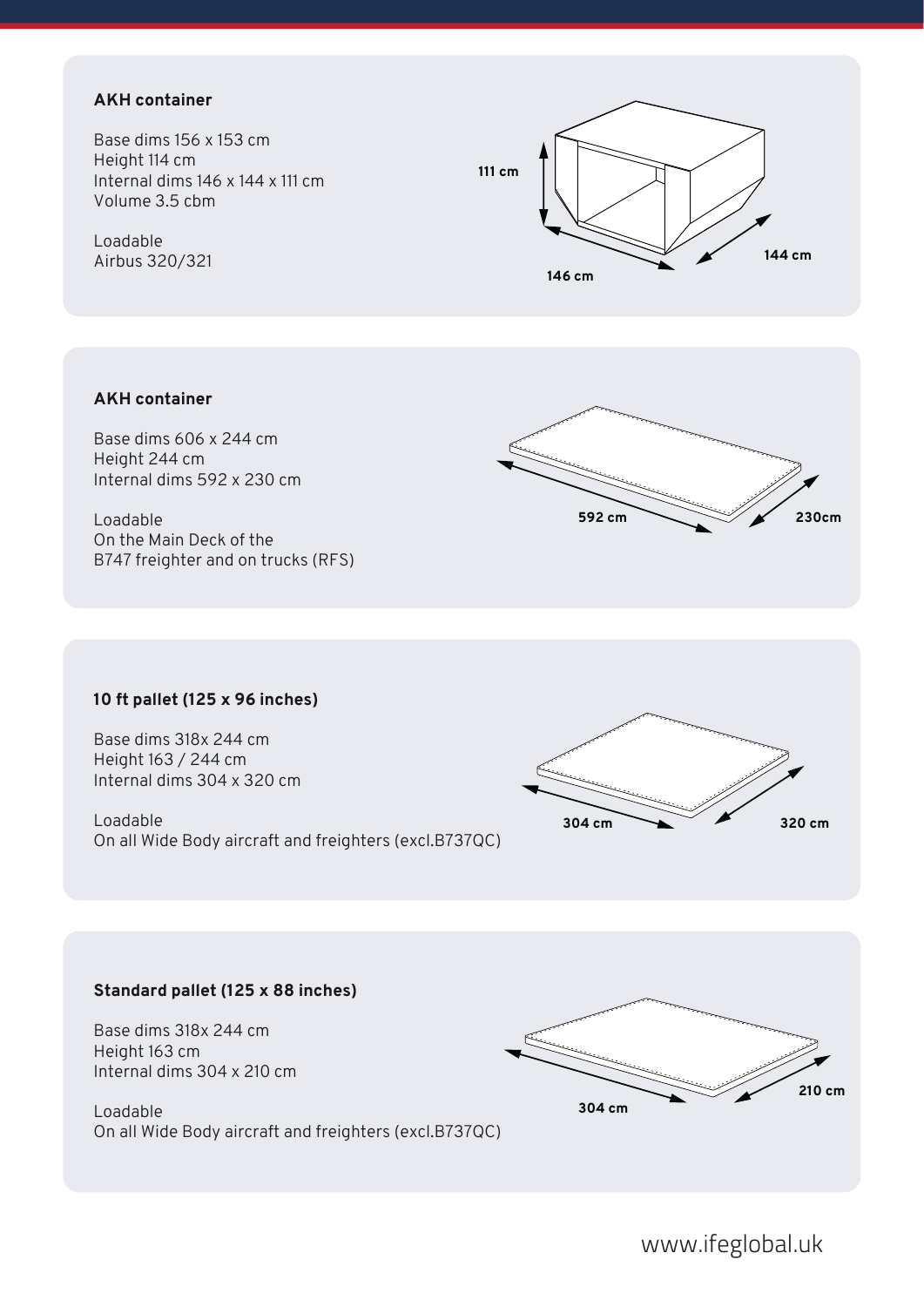### AKH container

Base dims 156 x 153 cm
Height 114 cm
Internal dims 146 x 144 x 111 cm
Volume 3.5 cbm

Loadable
Airbus 320/321

111 cm
146 cm
144 cm

### AKH container

Base dims 606 x 244 cm
Height 244 cm
Internal dims 592 x 230 cm

Loadable
On the Main Deck of the
B747 freighter and on trucks (RFS)

592 cm
230cm

### 10 ft pallet (125 x 96 inches)

Base dims 318x 244 cm
Height 163 / 244 cm
Internal dims 304 x 320 cm

Loadable
On all Wide Body aircraft and freighters (excl.B737QC)

304 cm
320 cm

### Standard pallet (125 x 88 inches)

Base dims 318x 244 cm
Height 163 cm
Internal dims 304 x 210 cm

Loadable
On all Wide Body aircraft and freighters (excl.B737QC)

304 cm
210 cm

www.ifeglobal.uk